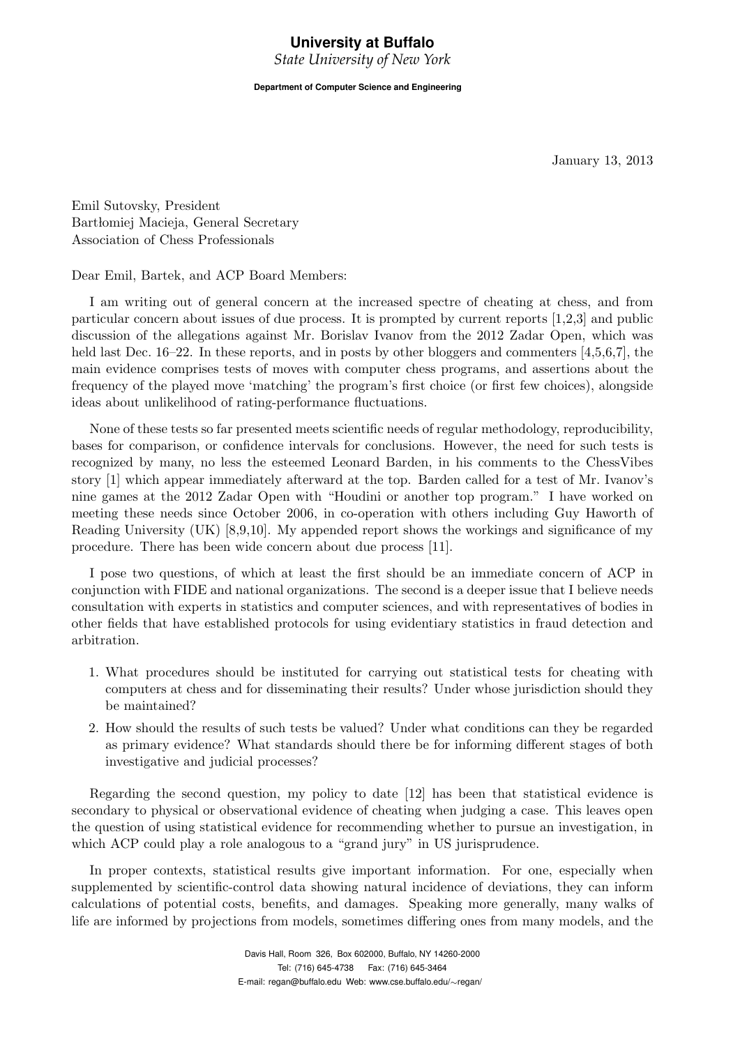**University at Buffalo**
*State University of New York*

**Department of Computer Science and Engineering**

January 13, 2013

Emil Sutovsky, President
Bartłomiej Macieja, General Secretary
Association of Chess Professionals

Dear Emil, Bartek, and ACP Board Members:

I am writing out of general concern at the increased spectre of cheating at chess, and from particular concern about issues of due process. It is prompted by current reports [1,2,3] and public discussion of the allegations against Mr. Borislav Ivanov from the 2012 Zadar Open, which was held last Dec. 16–22. In these reports, and in posts by other bloggers and commenters [4,5,6,7], the main evidence comprises tests of moves with computer chess programs, and assertions about the frequency of the played move 'matching' the program's first choice (or first few choices), alongside ideas about unlikelihood of rating-performance fluctuations.

None of these tests so far presented meets scientific needs of regular methodology, reproducibility, bases for comparison, or confidence intervals for conclusions. However, the need for such tests is recognized by many, no less the esteemed Leonard Barden, in his comments to the ChessVibes story [1] which appear immediately afterward at the top. Barden called for a test of Mr. Ivanov's nine games at the 2012 Zadar Open with "Houdini or another top program." I have worked on meeting these needs since October 2006, in co-operation with others including Guy Haworth of Reading University (UK) [8,9,10]. My appended report shows the workings and significance of my procedure. There has been wide concern about due process [11].

I pose two questions, of which at least the first should be an immediate concern of ACP in conjunction with FIDE and national organizations. The second is a deeper issue that I believe needs consultation with experts in statistics and computer sciences, and with representatives of bodies in other fields that have established protocols for using evidentiary statistics in fraud detection and arbitration.

1. What procedures should be instituted for carrying out statistical tests for cheating with computers at chess and for disseminating their results? Under whose jurisdiction should they be maintained?
2. How should the results of such tests be valued? Under what conditions can they be regarded as primary evidence? What standards should there be for informing different stages of both investigative and judicial processes?

Regarding the second question, my policy to date [12] has been that statistical evidence is secondary to physical or observational evidence of cheating when judging a case. This leaves open the question of using statistical evidence for recommending whether to pursue an investigation, in which ACP could play a role analogous to a "grand jury" in US jurisprudence.

In proper contexts, statistical results give important information. For one, especially when supplemented by scientific-control data showing natural incidence of deviations, they can inform calculations of potential costs, benefits, and damages. Speaking more generally, many walks of life are informed by projections from models, sometimes differing ones from many models, and the

Davis Hall, Room 326, Box 602000, Buffalo, NY 14260-2000
Tel: (716) 645-4738 Fax: (716) 645-3464
E-mail: regan@buffalo.edu Web: www.cse.buffalo.edu/∼regan/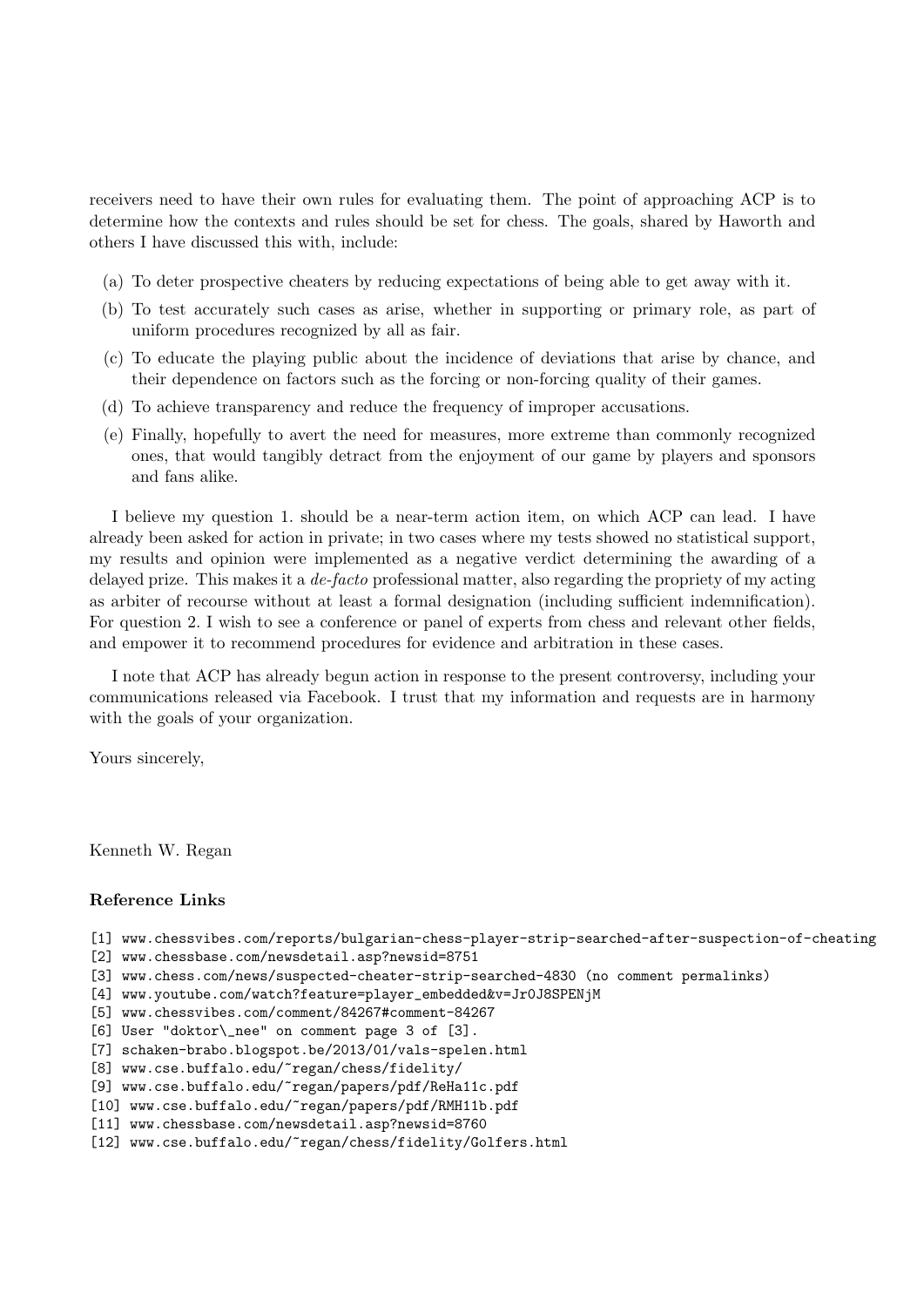receivers need to have their own rules for evaluating them. The point of approaching ACP is to determine how the contexts and rules should be set for chess. The goals, shared by Haworth and others I have discussed this with, include:

(a) To deter prospective cheaters by reducing expectations of being able to get away with it.

(b) To test accurately such cases as arise, whether in supporting or primary role, as part of uniform procedures recognized by all as fair.

(c) To educate the playing public about the incidence of deviations that arise by chance, and their dependence on factors such as the forcing or non-forcing quality of their games.

(d) To achieve transparency and reduce the frequency of improper accusations.

(e) Finally, hopefully to avert the need for measures, more extreme than commonly recognized ones, that would tangibly detract from the enjoyment of our game by players and sponsors and fans alike.

I believe my question 1. should be a near-term action item, on which ACP can lead. I have already been asked for action in private; in two cases where my tests showed no statistical support, my results and opinion were implemented as a negative verdict determining the awarding of a delayed prize. This makes it a *de-facto* professional matter, also regarding the propriety of my acting as arbiter of recourse without at least a formal designation (including sufficient indemnification). For question 2. I wish to see a conference or panel of experts from chess and relevant other fields, and empower it to recommend procedures for evidence and arbitration in these cases.

I note that ACP has already begun action in response to the present controversy, including your communications released via Facebook. I trust that my information and requests are in harmony with the goals of your organization.

Yours sincerely,

Kenneth W. Regan

### Reference Links

[1] www.chessvibes.com/reports/bulgarian-chess-player-strip-searched-after-suspection-of-cheating

[2] www.chessbase.com/newsdetail.asp?newsid=8751

[3] www.chess.com/news/suspected-cheater-strip-searched-4830 (no comment permalinks)

[4] www.youtube.com/watch?feature=player_embedded&v=Jr0J8SPENjM

[5] www.chessvibes.com/comment/84267#comment-84267

[6] User "doktor\_nee" on comment page 3 of [3].

[7] schaken-brabo.blogspot.be/2013/01/vals-spelen.html

[8] www.cse.buffalo.edu/~regan/chess/fidelity/

[9] www.cse.buffalo.edu/~regan/papers/pdf/ReHa11c.pdf

[10] www.cse.buffalo.edu/~regan/papers/pdf/RMH11b.pdf

[11] www.chessbase.com/newsdetail.asp?newsid=8760

[12] www.cse.buffalo.edu/~regan/chess/fidelity/Golfers.html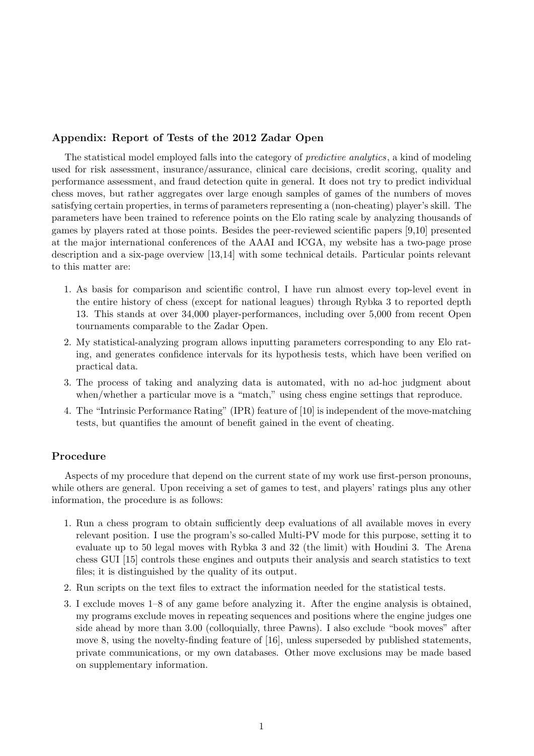### Appendix: Report of Tests of the 2012 Zadar Open

The statistical model employed falls into the category of *predictive analytics*, a kind of modeling used for risk assessment, insurance/assurance, clinical care decisions, credit scoring, quality and performance assessment, and fraud detection quite in general. It does not try to predict individual chess moves, but rather aggregates over large enough samples of games of the numbers of moves satisfying certain properties, in terms of parameters representing a (non-cheating) player's skill. The parameters have been trained to reference points on the Elo rating scale by analyzing thousands of games by players rated at those points. Besides the peer-reviewed scientific papers [9,10] presented at the major international conferences of the AAAI and ICGA, my website has a two-page prose description and a six-page overview [13,14] with some technical details. Particular points relevant to this matter are:

1. As basis for comparison and scientific control, I have run almost every top-level event in the entire history of chess (except for national leagues) through Rybka 3 to reported depth 13. This stands at over 34,000 player-performances, including over 5,000 from recent Open tournaments comparable to the Zadar Open.
2. My statistical-analyzing program allows inputting parameters corresponding to any Elo rating, and generates confidence intervals for its hypothesis tests, which have been verified on practical data.
3. The process of taking and analyzing data is automated, with no ad-hoc judgment about when/whether a particular move is a "match," using chess engine settings that reproduce.
4. The "Intrinsic Performance Rating" (IPR) feature of [10] is independent of the move-matching tests, but quantifies the amount of benefit gained in the event of cheating.

### Procedure

Aspects of my procedure that depend on the current state of my work use first-person pronouns, while others are general. Upon receiving a set of games to test, and players' ratings plus any other information, the procedure is as follows:

1. Run a chess program to obtain sufficiently deep evaluations of all available moves in every relevant position. I use the program's so-called Multi-PV mode for this purpose, setting it to evaluate up to 50 legal moves with Rybka 3 and 32 (the limit) with Houdini 3. The Arena chess GUI [15] controls these engines and outputs their analysis and search statistics to text files; it is distinguished by the quality of its output.
2. Run scripts on the text files to extract the information needed for the statistical tests.
3. I exclude moves 1–8 of any game before analyzing it. After the engine analysis is obtained, my programs exclude moves in repeating sequences and positions where the engine judges one side ahead by more than 3.00 (colloquially, three Pawns). I also exclude "book moves" after move 8, using the novelty-finding feature of [16], unless superseded by published statements, private communications, or my own databases. Other move exclusions may be made based on supplementary information.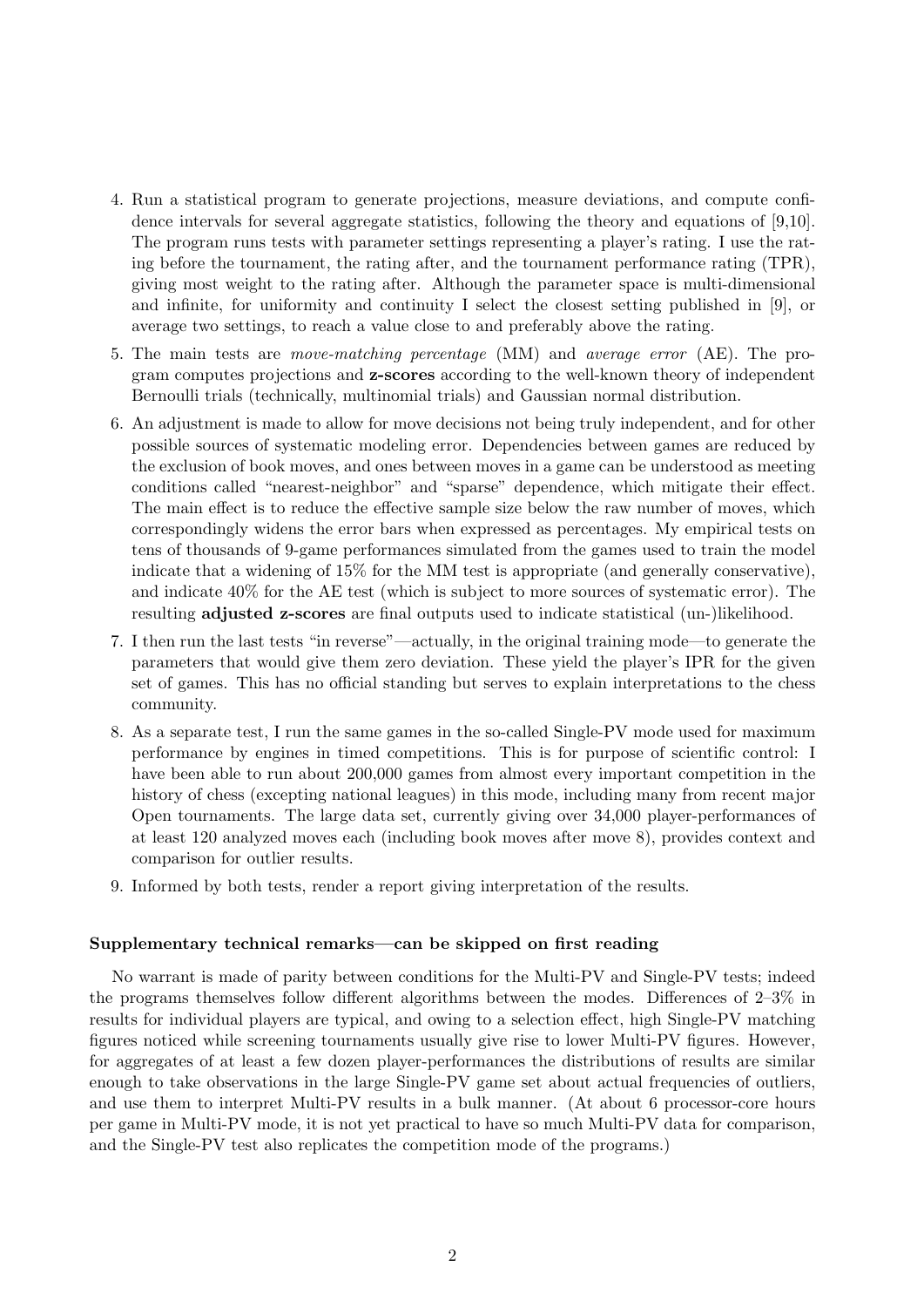4. Run a statistical program to generate projections, measure deviations, and compute confidence intervals for several aggregate statistics, following the theory and equations of [9,10]. The program runs tests with parameter settings representing a player's rating. I use the rating before the tournament, the rating after, and the tournament performance rating (TPR), giving most weight to the rating after. Although the parameter space is multi-dimensional and infinite, for uniformity and continuity I select the closest setting published in [9], or average two settings, to reach a value close to and preferably above the rating.
5. The main tests are *move-matching percentage* (MM) and *average error* (AE). The program computes projections and **z-scores** according to the well-known theory of independent Bernoulli trials (technically, multinomial trials) and Gaussian normal distribution.
6. An adjustment is made to allow for move decisions not being truly independent, and for other possible sources of systematic modeling error. Dependencies between games are reduced by the exclusion of book moves, and ones between moves in a game can be understood as meeting conditions called "nearest-neighbor" and "sparse" dependence, which mitigate their effect. The main effect is to reduce the effective sample size below the raw number of moves, which correspondingly widens the error bars when expressed as percentages. My empirical tests on tens of thousands of 9-game performances simulated from the games used to train the model indicate that a widening of 15% for the MM test is appropriate (and generally conservative), and indicate 40% for the AE test (which is subject to more sources of systematic error). The resulting **adjusted z-scores** are final outputs used to indicate statistical (un-)likelihood.
7. I then run the last tests "in reverse"—actually, in the original training mode—to generate the parameters that would give them zero deviation. These yield the player's IPR for the given set of games. This has no official standing but serves to explain interpretations to the chess community.
8. As a separate test, I run the same games in the so-called Single-PV mode used for maximum performance by engines in timed competitions. This is for purpose of scientific control: I have been able to run about 200,000 games from almost every important competition in the history of chess (excepting national leagues) in this mode, including many from recent major Open tournaments. The large data set, currently giving over 34,000 player-performances of at least 120 analyzed moves each (including book moves after move 8), provides context and comparison for outlier results.
9. Informed by both tests, render a report giving interpretation of the results.

### Supplementary technical remarks—can be skipped on first reading

No warrant is made of parity between conditions for the Multi-PV and Single-PV tests; indeed the programs themselves follow different algorithms between the modes. Differences of 2–3% in results for individual players are typical, and owing to a selection effect, high Single-PV matching figures noticed while screening tournaments usually give rise to lower Multi-PV figures. However, for aggregates of at least a few dozen player-performances the distributions of results are similar enough to take observations in the large Single-PV game set about actual frequencies of outliers, and use them to interpret Multi-PV results in a bulk manner. (At about 6 processor-core hours per game in Multi-PV mode, it is not yet practical to have so much Multi-PV data for comparison, and the Single-PV test also replicates the competition mode of the programs.)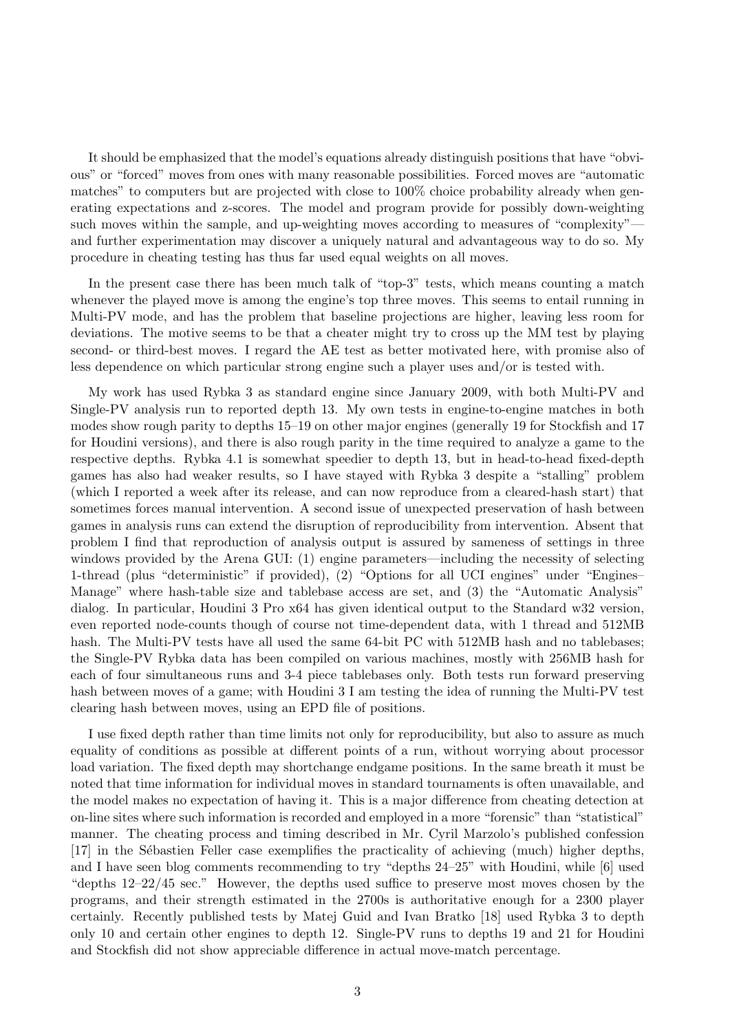It should be emphasized that the model's equations already distinguish positions that have "obvious" or "forced" moves from ones with many reasonable possibilities. Forced moves are "automatic matches" to computers but are projected with close to 100% choice probability already when generating expectations and z-scores. The model and program provide for possibly down-weighting such moves within the sample, and up-weighting moves according to measures of "complexity"—and further experimentation may discover a uniquely natural and advantageous way to do so. My procedure in cheating testing has thus far used equal weights on all moves.

In the present case there has been much talk of "top-3" tests, which means counting a match whenever the played move is among the engine's top three moves. This seems to entail running in Multi-PV mode, and has the problem that baseline projections are higher, leaving less room for deviations. The motive seems to be that a cheater might try to cross up the MM test by playing second- or third-best moves. I regard the AE test as better motivated here, with promise also of less dependence on which particular strong engine such a player uses and/or is tested with.

My work has used Rybka 3 as standard engine since January 2009, with both Multi-PV and Single-PV analysis run to reported depth 13. My own tests in engine-to-engine matches in both modes show rough parity to depths 15–19 on other major engines (generally 19 for Stockfish and 17 for Houdini versions), and there is also rough parity in the time required to analyze a game to the respective depths. Rybka 4.1 is somewhat speedier to depth 13, but in head-to-head fixed-depth games has also had weaker results, so I have stayed with Rybka 3 despite a "stalling" problem (which I reported a week after its release, and can now reproduce from a cleared-hash start) that sometimes forces manual intervention. A second issue of unexpected preservation of hash between games in analysis runs can extend the disruption of reproducibility from intervention. Absent that problem I find that reproduction of analysis output is assured by sameness of settings in three windows provided by the Arena GUI: (1) engine parameters—including the necessity of selecting 1-thread (plus "deterministic" if provided), (2) "Options for all UCI engines" under "Engines–Manage" where hash-table size and tablebase access are set, and (3) the "Automatic Analysis" dialog. In particular, Houdini 3 Pro x64 has given identical output to the Standard w32 version, even reported node-counts though of course not time-dependent data, with 1 thread and 512MB hash. The Multi-PV tests have all used the same 64-bit PC with 512MB hash and no tablebases; the Single-PV Rybka data has been compiled on various machines, mostly with 256MB hash for each of four simultaneous runs and 3-4 piece tablebases only. Both tests run forward preserving hash between moves of a game; with Houdini 3 I am testing the idea of running the Multi-PV test clearing hash between moves, using an EPD file of positions.

I use fixed depth rather than time limits not only for reproducibility, but also to assure as much equality of conditions as possible at different points of a run, without worrying about processor load variation. The fixed depth may shortchange endgame positions. In the same breath it must be noted that time information for individual moves in standard tournaments is often unavailable, and the model makes no expectation of having it. This is a major difference from cheating detection at on-line sites where such information is recorded and employed in a more "forensic" than "statistical" manner. The cheating process and timing described in Mr. Cyril Marzolo's published confession [17] in the Sébastien Feller case exemplifies the practicality of achieving (much) higher depths, and I have seen blog comments recommending to try "depths 24–25" with Houdini, while [6] used "depths 12–22/45 sec." However, the depths used suffice to preserve most moves chosen by the programs, and their strength estimated in the 2700s is authoritative enough for a 2300 player certainly. Recently published tests by Matej Guid and Ivan Bratko [18] used Rybka 3 to depth only 10 and certain other engines to depth 12. Single-PV runs to depths 19 and 21 for Houdini and Stockfish did not show appreciable difference in actual move-match percentage.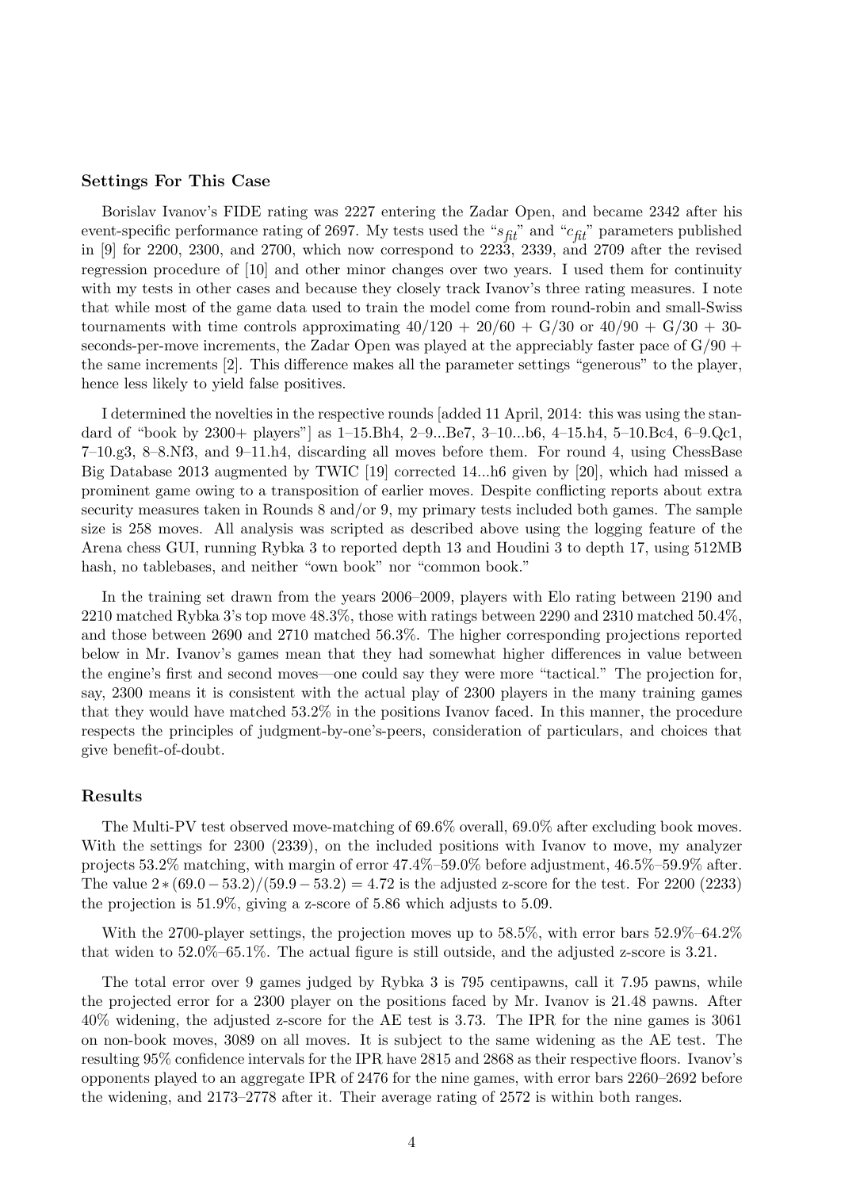### Settings For This Case

Borislav Ivanov's FIDE rating was 2227 entering the Zadar Open, and became 2342 after his event-specific performance rating of 2697. My tests used the "$s_{fit}$" and "$c_{fit}$" parameters published in [9] for 2200, 2300, and 2700, which now correspond to 2233, 2339, and 2709 after the revised regression procedure of [10] and other minor changes over two years. I used them for continuity with my tests in other cases and because they closely track Ivanov's three rating measures. I note that while most of the game data used to train the model come from round-robin and small-Swiss tournaments with time controls approximating 40/120 + 20/60 + G/30 or 40/90 + G/30 + 30-seconds-per-move increments, the Zadar Open was played at the appreciably faster pace of G/90 + the same increments [2]. This difference makes all the parameter settings "generous" to the player, hence less likely to yield false positives.

I determined the novelties in the respective rounds [added 11 April, 2014: this was using the standard of "book by 2300+ players"] as 1–15.Bh4, 2–9...Be7, 3–10...b6, 4–15.h4, 5–10.Bc4, 6–9.Qc1, 7–10.g3, 8–8.Nf3, and 9–11.h4, discarding all moves before them. For round 4, using ChessBase Big Database 2013 augmented by TWIC [19] corrected 14...h6 given by [20], which had missed a prominent game owing to a transposition of earlier moves. Despite conflicting reports about extra security measures taken in Rounds 8 and/or 9, my primary tests included both games. The sample size is 258 moves. All analysis was scripted as described above using the logging feature of the Arena chess GUI, running Rybka 3 to reported depth 13 and Houdini 3 to depth 17, using 512MB hash, no tablebases, and neither "own book" nor "common book."

In the training set drawn from the years 2006–2009, players with Elo rating between 2190 and 2210 matched Rybka 3's top move 48.3%, those with ratings between 2290 and 2310 matched 50.4%, and those between 2690 and 2710 matched 56.3%. The higher corresponding projections reported below in Mr. Ivanov's games mean that they had somewhat higher differences in value between the engine's first and second moves—one could say they were more "tactical." The projection for, say, 2300 means it is consistent with the actual play of 2300 players in the many training games that they would have matched 53.2% in the positions Ivanov faced. In this manner, the procedure respects the principles of judgment-by-one's-peers, consideration of particulars, and choices that give benefit-of-doubt.

### Results

The Multi-PV test observed move-matching of 69.6% overall, 69.0% after excluding book moves. With the settings for 2300 (2339), on the included positions with Ivanov to move, my analyzer projects 53.2% matching, with margin of error 47.4%–59.0% before adjustment, 46.5%–59.9% after. The value $2 * (69.0 - 53.2)/(59.9 - 53.2) = 4.72$ is the adjusted z-score for the test. For 2200 (2233) the projection is 51.9%, giving a z-score of 5.86 which adjusts to 5.09.

With the 2700-player settings, the projection moves up to 58.5%, with error bars 52.9%–64.2% that widen to 52.0%–65.1%. The actual figure is still outside, and the adjusted z-score is 3.21.

The total error over 9 games judged by Rybka 3 is 795 centipawns, call it 7.95 pawns, while the projected error for a 2300 player on the positions faced by Mr. Ivanov is 21.48 pawns. After 40% widening, the adjusted z-score for the AE test is 3.73. The IPR for the nine games is 3061 on non-book moves, 3089 on all moves. It is subject to the same widening as the AE test. The resulting 95% confidence intervals for the IPR have 2815 and 2868 as their respective floors. Ivanov's opponents played to an aggregate IPR of 2476 for the nine games, with error bars 2260–2692 before the widening, and 2173–2778 after it. Their average rating of 2572 is within both ranges.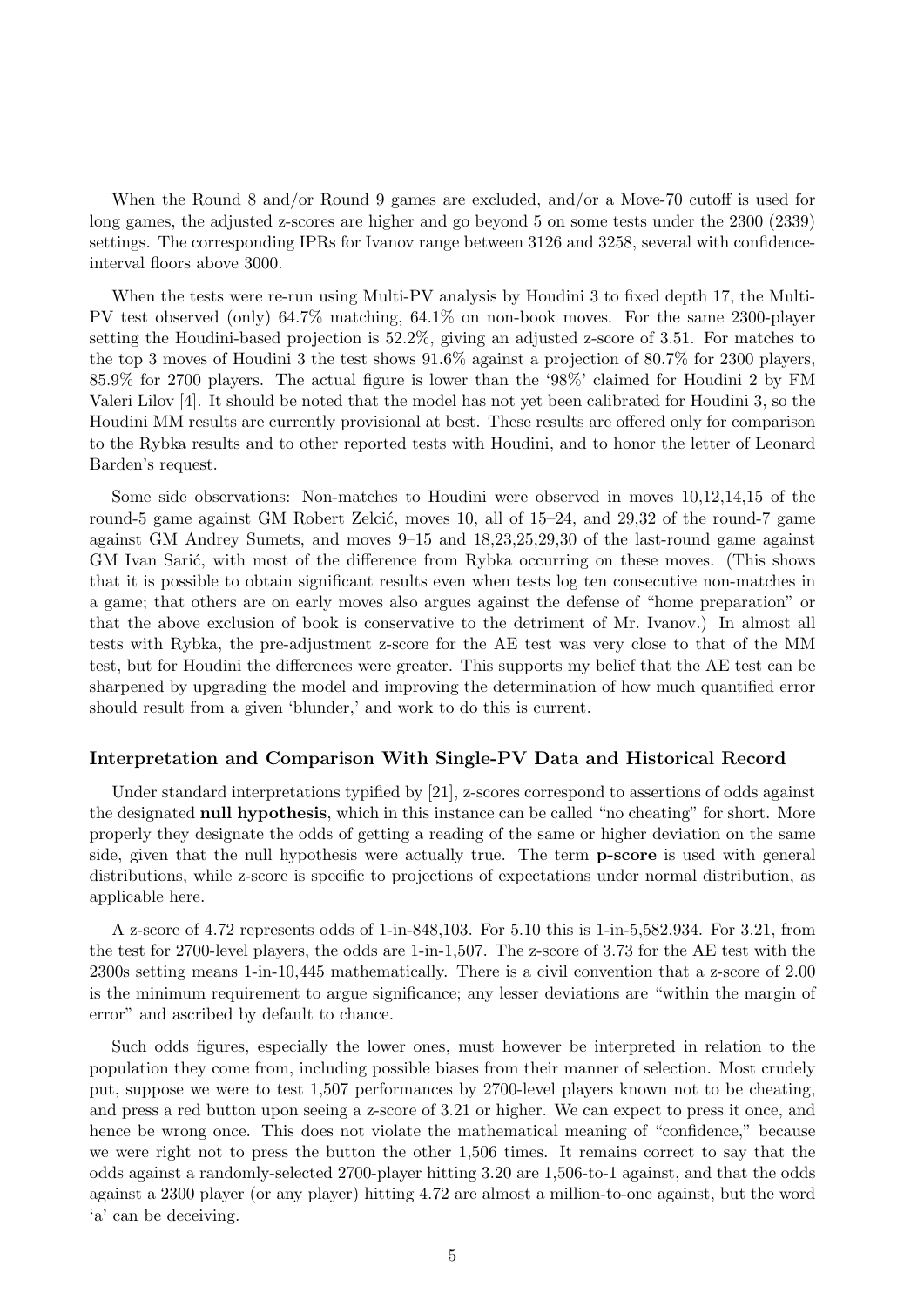When the Round 8 and/or Round 9 games are excluded, and/or a Move-70 cutoff is used for long games, the adjusted z-scores are higher and go beyond 5 on some tests under the 2300 (2339) settings. The corresponding IPRs for Ivanov range between 3126 and 3258, several with confidence-interval floors above 3000.

When the tests were re-run using Multi-PV analysis by Houdini 3 to fixed depth 17, the Multi-PV test observed (only) 64.7% matching, 64.1% on non-book moves. For the same 2300-player setting the Houdini-based projection is 52.2%, giving an adjusted z-score of 3.51. For matches to the top 3 moves of Houdini 3 the test shows 91.6% against a projection of 80.7% for 2300 players, 85.9% for 2700 players. The actual figure is lower than the '98%' claimed for Houdini 2 by FM Valeri Lilov [4]. It should be noted that the model has not yet been calibrated for Houdini 3, so the Houdini MM results are currently provisional at best. These results are offered only for comparison to the Rybka results and to other reported tests with Houdini, and to honor the letter of Leonard Barden's request.

Some side observations: Non-matches to Houdini were observed in moves 10,12,14,15 of the round-5 game against GM Robert Zelčić, moves 10, all of 15–24, and 29,32 of the round-7 game against GM Andrey Sumets, and moves 9–15 and 18,23,25,29,30 of the last-round game against GM Ivan Sarić, with most of the difference from Rybka occurring on these moves. (This shows that it is possible to obtain significant results even when tests log ten consecutive non-matches in a game; that others are on early moves also argues against the defense of "home preparation" or that the above exclusion of book is conservative to the detriment of Mr. Ivanov.) In almost all tests with Rybka, the pre-adjustment z-score for the AE test was very close to that of the MM test, but for Houdini the differences were greater. This supports my belief that the AE test can be sharpened by upgrading the model and improving the determination of how much quantified error should result from a given 'blunder,' and work to do this is current.

### Interpretation and Comparison With Single-PV Data and Historical Record

Under standard interpretations typified by [21], z-scores correspond to assertions of odds against the designated **null hypothesis**, which in this instance can be called "no cheating" for short. More properly they designate the odds of getting a reading of the same or higher deviation on the same side, given that the null hypothesis were actually true. The term **p-score** is used with general distributions, while z-score is specific to projections of expectations under normal distribution, as applicable here.

A z-score of 4.72 represents odds of 1-in-848,103. For 5.10 this is 1-in-5,582,934. For 3.21, from the test for 2700-level players, the odds are 1-in-1,507. The z-score of 3.73 for the AE test with the 2300s setting means 1-in-10,445 mathematically. There is a civil convention that a z-score of 2.00 is the minimum requirement to argue significance; any lesser deviations are "within the margin of error" and ascribed by default to chance.

Such odds figures, especially the lower ones, must however be interpreted in relation to the population they come from, including possible biases from their manner of selection. Most crudely put, suppose we were to test 1,507 performances by 2700-level players known not to be cheating, and press a red button upon seeing a z-score of 3.21 or higher. We can expect to press it once, and hence be wrong once. This does not violate the mathematical meaning of "confidence," because we were right not to press the button the other 1,506 times. It remains correct to say that the odds against a randomly-selected 2700-player hitting 3.20 are 1,506-to-1 against, and that the odds against a 2300 player (or any player) hitting 4.72 are almost a million-to-one against, but the word 'a' can be deceiving.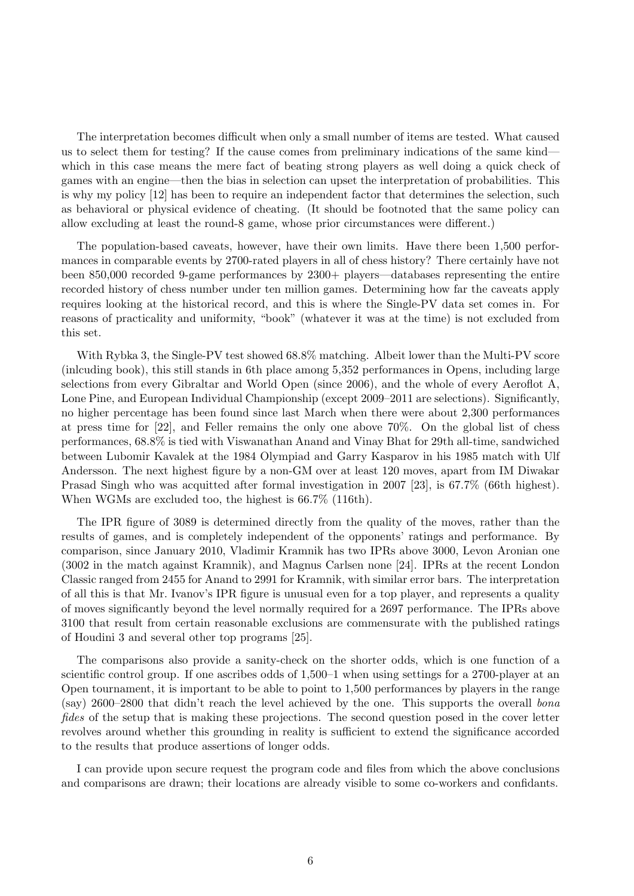The interpretation becomes difficult when only a small number of items are tested. What caused us to select them for testing? If the cause comes from preliminary indications of the same kind—which in this case means the mere fact of beating strong players as well doing a quick check of games with an engine—then the bias in selection can upset the interpretation of probabilities. This is why my policy [12] has been to require an independent factor that determines the selection, such as behavioral or physical evidence of cheating. (It should be footnoted that the same policy can allow excluding at least the round-8 game, whose prior circumstances were different.)

The population-based caveats, however, have their own limits. Have there been 1,500 performances in comparable events by 2700-rated players in all of chess history? There certainly have not been 850,000 recorded 9-game performances by 2300+ players—databases representing the entire recorded history of chess number under ten million games. Determining how far the caveats apply requires looking at the historical record, and this is where the Single-PV data set comes in. For reasons of practicality and uniformity, "book" (whatever it was at the time) is not excluded from this set.

With Rybka 3, the Single-PV test showed 68.8% matching. Albeit lower than the Multi-PV score (inlcuding book), this still stands in 6th place among 5,352 performances in Opens, including large selections from every Gibraltar and World Open (since 2006), and the whole of every Aeroflot A, Lone Pine, and European Individual Championship (except 2009–2011 are selections). Significantly, no higher percentage has been found since last March when there were about 2,300 performances at press time for [22], and Feller remains the only one above 70%. On the global list of chess performances, 68.8% is tied with Viswanathan Anand and Vinay Bhat for 29th all-time, sandwiched between Lubomir Kavalek at the 1984 Olympiad and Garry Kasparov in his 1985 match with Ulf Andersson. The next highest figure by a non-GM over at least 120 moves, apart from IM Diwakar Prasad Singh who was acquitted after formal investigation in 2007 [23], is 67.7% (66th highest). When WGMs are excluded too, the highest is 66.7% (116th).

The IPR figure of 3089 is determined directly from the quality of the moves, rather than the results of games, and is completely independent of the opponents' ratings and performance. By comparison, since January 2010, Vladimir Kramnik has two IPRs above 3000, Levon Aronian one (3002 in the match against Kramnik), and Magnus Carlsen none [24]. IPRs at the recent London Classic ranged from 2455 for Anand to 2991 for Kramnik, with similar error bars. The interpretation of all this is that Mr. Ivanov's IPR figure is unusual even for a top player, and represents a quality of moves significantly beyond the level normally required for a 2697 performance. The IPRs above 3100 that result from certain reasonable exclusions are commensurate with the published ratings of Houdini 3 and several other top programs [25].

The comparisons also provide a sanity-check on the shorter odds, which is one function of a scientific control group. If one ascribes odds of 1,500–1 when using settings for a 2700-player at an Open tournament, it is important to be able to point to 1,500 performances by players in the range (say) 2600–2800 that didn't reach the level achieved by the one. This supports the overall *bona fides* of the setup that is making these projections. The second question posed in the cover letter revolves around whether this grounding in reality is sufficient to extend the significance accorded to the results that produce assertions of longer odds.

I can provide upon secure request the program code and files from which the above conclusions and comparisons are drawn; their locations are already visible to some co-workers and confidants.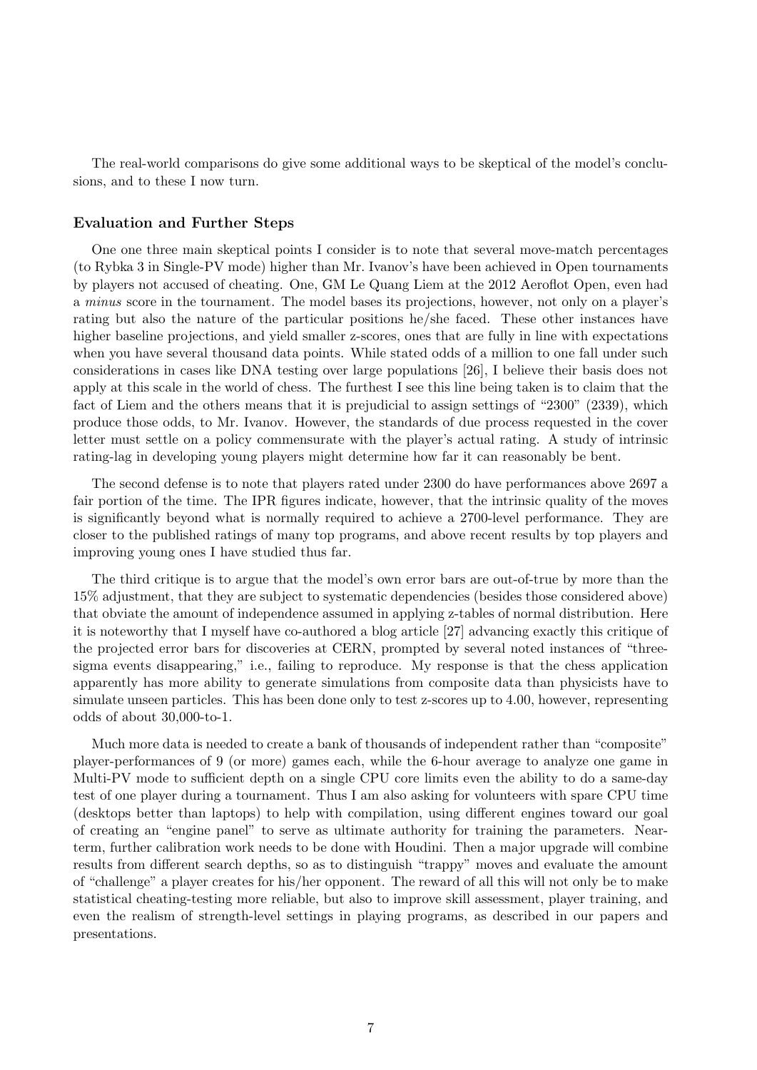The real-world comparisons do give some additional ways to be skeptical of the model's conclusions, and to these I now turn.

### Evaluation and Further Steps

One one three main skeptical points I consider is to note that several move-match percentages (to Rybka 3 in Single-PV mode) higher than Mr. Ivanov's have been achieved in Open tournaments by players not accused of cheating. One, GM Le Quang Liem at the 2012 Aeroflot Open, even had a *minus* score in the tournament. The model bases its projections, however, not only on a player's rating but also the nature of the particular positions he/she faced. These other instances have higher baseline projections, and yield smaller z-scores, ones that are fully in line with expectations when you have several thousand data points. While stated odds of a million to one fall under such considerations in cases like DNA testing over large populations [26], I believe their basis does not apply at this scale in the world of chess. The furthest I see this line being taken is to claim that the fact of Liem and the others means that it is prejudicial to assign settings of "2300" (2339), which produce those odds, to Mr. Ivanov. However, the standards of due process requested in the cover letter must settle on a policy commensurate with the player's actual rating. A study of intrinsic rating-lag in developing young players might determine how far it can reasonably be bent.

The second defense is to note that players rated under 2300 do have performances above 2697 a fair portion of the time. The IPR figures indicate, however, that the intrinsic quality of the moves is significantly beyond what is normally required to achieve a 2700-level performance. They are closer to the published ratings of many top programs, and above recent results by top players and improving young ones I have studied thus far.

The third critique is to argue that the model's own error bars are out-of-true by more than the 15% adjustment, that they are subject to systematic dependencies (besides those considered above) that obviate the amount of independence assumed in applying z-tables of normal distribution. Here it is noteworthy that I myself have co-authored a blog article [27] advancing exactly this critique of the projected error bars for discoveries at CERN, prompted by several noted instances of "three-sigma events disappearing," i.e., failing to reproduce. My response is that the chess application apparently has more ability to generate simulations from composite data than physicists have to simulate unseen particles. This has been done only to test z-scores up to 4.00, however, representing odds of about 30,000-to-1.

Much more data is needed to create a bank of thousands of independent rather than "composite" player-performances of 9 (or more) games each, while the 6-hour average to analyze one game in Multi-PV mode to sufficient depth on a single CPU core limits even the ability to do a same-day test of one player during a tournament. Thus I am also asking for volunteers with spare CPU time (desktops better than laptops) to help with compilation, using different engines toward our goal of creating an "engine panel" to serve as ultimate authority for training the parameters. Near-term, further calibration work needs to be done with Houdini. Then a major upgrade will combine results from different search depths, so as to distinguish "trappy" moves and evaluate the amount of "challenge" a player creates for his/her opponent. The reward of all this will not only be to make statistical cheating-testing more reliable, but also to improve skill assessment, player training, and even the realism of strength-level settings in playing programs, as described in our papers and presentations.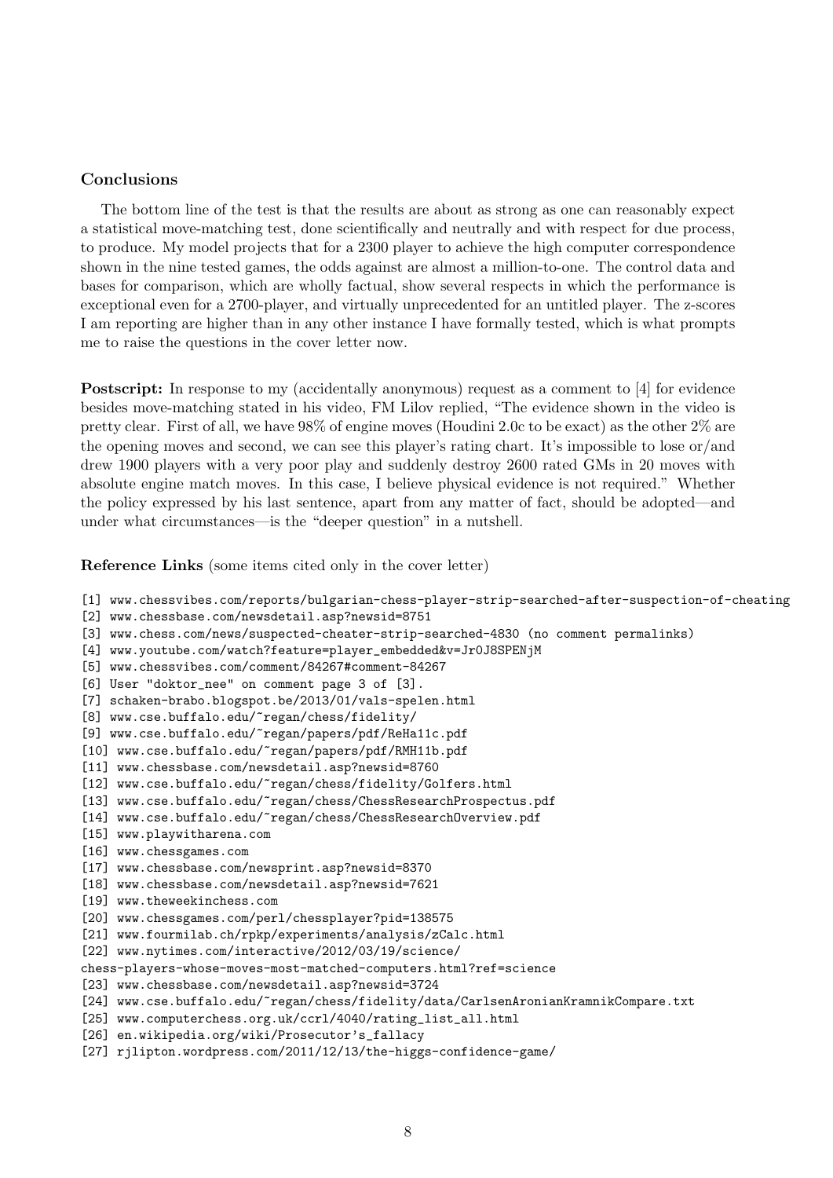## Conclusions

The bottom line of the test is that the results are about as strong as one can reasonably expect a statistical move-matching test, done scientifically and neutrally and with respect for due process, to produce. My model projects that for a 2300 player to achieve the high computer correspondence shown in the nine tested games, the odds against are almost a million-to-one. The control data and bases for comparison, which are wholly factual, show several respects in which the performance is exceptional even for a 2700-player, and virtually unprecedented for an untitled player. The z-scores I am reporting are higher than in any other instance I have formally tested, which is what prompts me to raise the questions in the cover letter now.

**Postscript:** In response to my (accidentally anonymous) request as a comment to [4] for evidence besides move-matching stated in his video, FM Lilov replied, "The evidence shown in the video is pretty clear. First of all, we have 98% of engine moves (Houdini 2.0c to be exact) as the other 2% are the opening moves and second, we can see this player's rating chart. It's impossible to lose or/and drew 1900 players with a very poor play and suddenly destroy 2600 rated GMs in 20 moves with absolute engine match moves. In this case, I believe physical evidence is not required." Whether the policy expressed by his last sentence, apart from any matter of fact, should be adopted—and under what circumstances—is the "deeper question" in a nutshell.

**Reference Links** (some items cited only in the cover letter)

[1] www.chessvibes.com/reports/bulgarian-chess-player-strip-searched-after-suspection-of-cheating
[2] www.chessbase.com/newsdetail.asp?newsid=8751
[3] www.chess.com/news/suspected-cheater-strip-searched-4830 (no comment permalinks)
[4] www.youtube.com/watch?feature=player_embedded&v=Jr0J8SPENjM
[5] www.chessvibes.com/comment/84267#comment-84267
[6] User "doktor_nee" on comment page 3 of [3].
[7] schaken-brabo.blogspot.be/2013/01/vals-spelen.html
[8] www.cse.buffalo.edu/~regan/chess/fidelity/
[9] www.cse.buffalo.edu/~regan/papers/pdf/ReHa11c.pdf
[10] www.cse.buffalo.edu/~regan/papers/pdf/RMH11b.pdf
[11] www.chessbase.com/newsdetail.asp?newsid=8760
[12] www.cse.buffalo.edu/~regan/chess/fidelity/Golfers.html
[13] www.cse.buffalo.edu/~regan/chess/ChessResearchProspectus.pdf
[14] www.cse.buffalo.edu/~regan/chess/ChessResearchOverview.pdf
[15] www.playwitharena.com
[16] www.chessgames.com
[17] www.chessbase.com/newsprint.asp?newsid=8370
[18] www.chessbase.com/newsdetail.asp?newsid=7621
[19] www.theweekinchess.com
[20] www.chessgames.com/perl/chessplayer?pid=138575
[21] www.fourmilab.ch/rpkp/experiments/analysis/zCalc.html
[22] www.nytimes.com/interactive/2012/03/19/science/chess-players-whose-moves-most-matched-computers.html?ref=science
[23] www.chessbase.com/newsdetail.asp?newsid=3724
[24] www.cse.buffalo.edu/~regan/chess/fidelity/data/CarlsenAronianKramnikCompare.txt
[25] www.computerchess.org.uk/ccrl/4040/rating_list_all.html
[26] en.wikipedia.org/wiki/Prosecutor's_fallacy
[27] rjlipton.wordpress.com/2011/12/13/the-higgs-confidence-game/